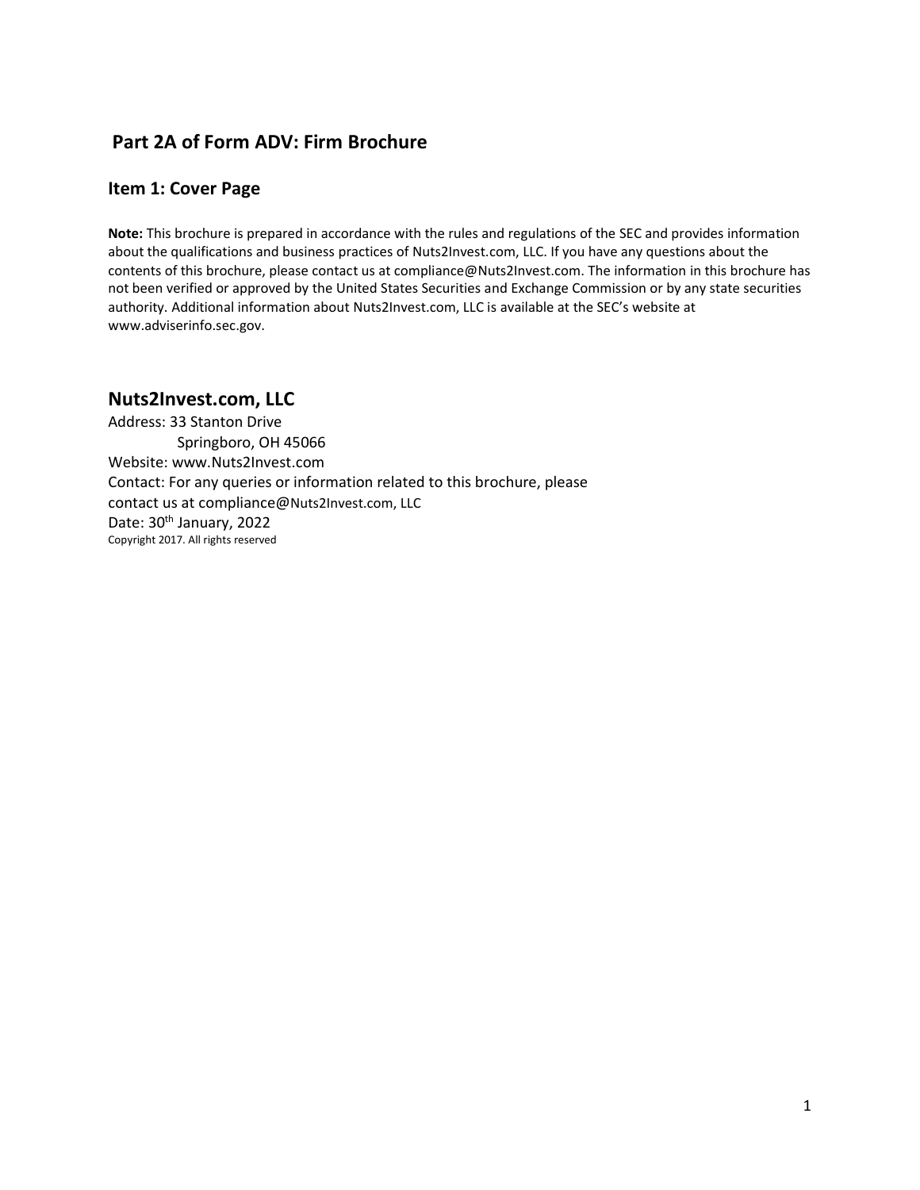# Part 2A of Form ADV: Firm Brochure

## Item 1: Cover Page

**Note:** This brochure is prepared in accordance with the rules and regulations of the SEC and provides information about the qualifications and business practices of Nuts2Invest.com, LLC. If you have any questions about the contents of this brochure, please contact us at compliance@Nuts2Invest.com. The information in this brochure has not been verified or approved by the United States Securities and Exchange Commission or by any state securities authority. Additional information about Nuts2Invest.com, LLC is available at the SEC's website at www.adviserinfo.sec.gov.

## Nuts2Invest.com, LLC

Address: 33 Stanton Drive
Springboro, OH 45066
Website: www.Nuts2Invest.com
Contact: For any queries or information related to this brochure, please contact us at compliance@Nuts2Invest.com, LLC
Date: 30th January, 2022
Copyright 2017. All rights reserved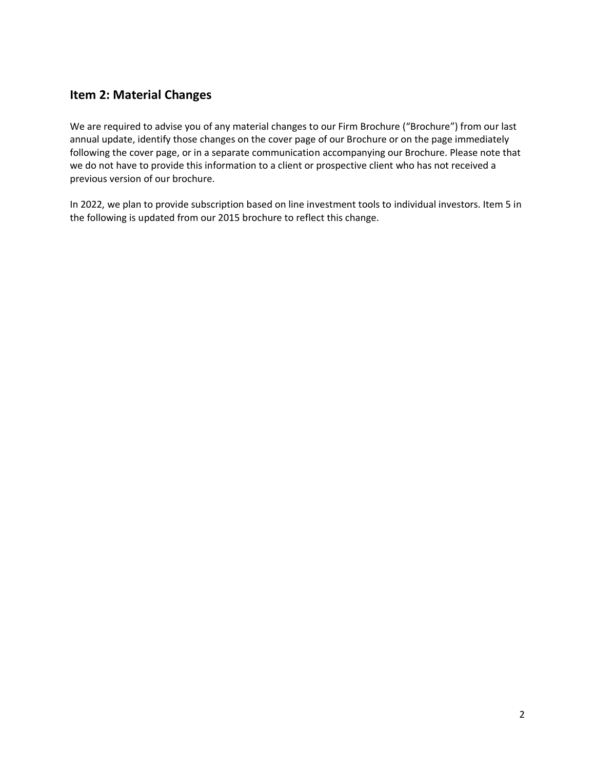## Item 2: Material Changes

We are required to advise you of any material changes to our Firm Brochure ("Brochure") from our last annual update, identify those changes on the cover page of our Brochure or on the page immediately following the cover page, or in a separate communication accompanying our Brochure. Please note that we do not have to provide this information to a client or prospective client who has not received a previous version of our brochure.

In 2022, we plan to provide subscription based on line investment tools to individual investors. Item 5 in the following is updated from our 2015 brochure to reflect this change.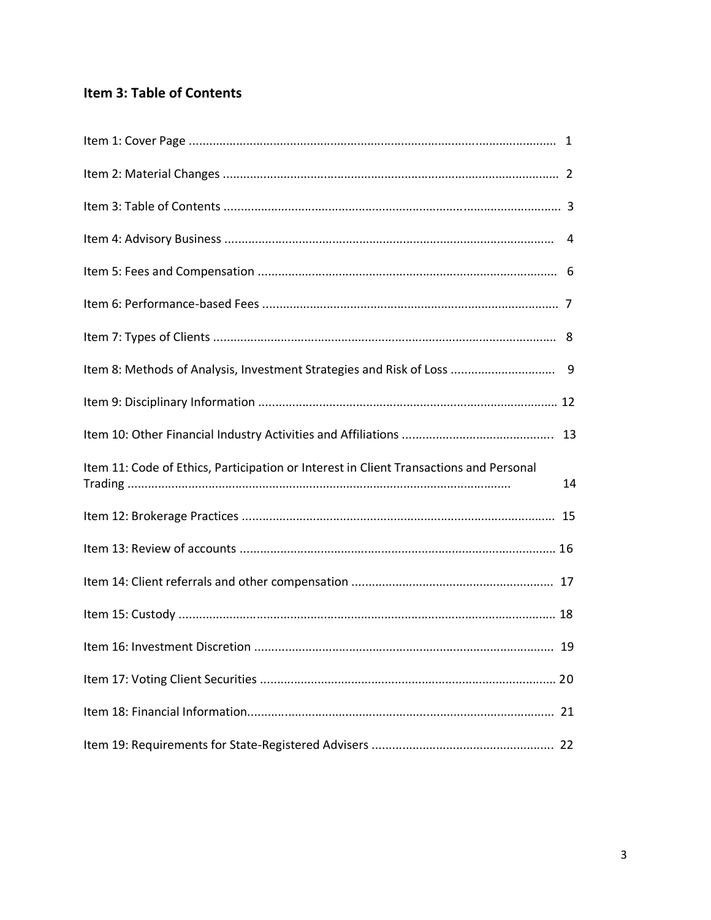## Item 3: Table of Contents

Item 1: Cover Page ........................................................................................................... 1

Item 2: Material Changes .................................................................................................. 2

Item 3: Table of Contents .................................................................................................. 3

Item 4: Advisory Business ................................................................................................. 4

Item 5: Fees and Compensation ........................................................................................ 6

Item 6: Performance-based Fees ....................................................................................... 7

Item 7: Types of Clients ..................................................................................................... 8

Item 8: Methods of Analysis, Investment Strategies and Risk of Loss .............................. 9

Item 9: Disciplinary Information ....................................................................................... 12

Item 10: Other Financial Industry Activities and Affiliations ............................................ 13

Item 11: Code of Ethics, Participation or Interest in Client Transactions and Personal Trading ................................................................................................................. 14

Item 12: Brokerage Practices ........................................................................................... 15

Item 13: Review of accounts ............................................................................................ 16

Item 14: Client referrals and other compensation .......................................................... 17

Item 15: Custody ............................................................................................................... 18

Item 16: Investment Discretion ........................................................................................ 19

Item 17: Voting Client Securities ...................................................................................... 20

Item 18: Financial Information.......................................................................................... 21

Item 19: Requirements for State-Registered Advisers ..................................................... 22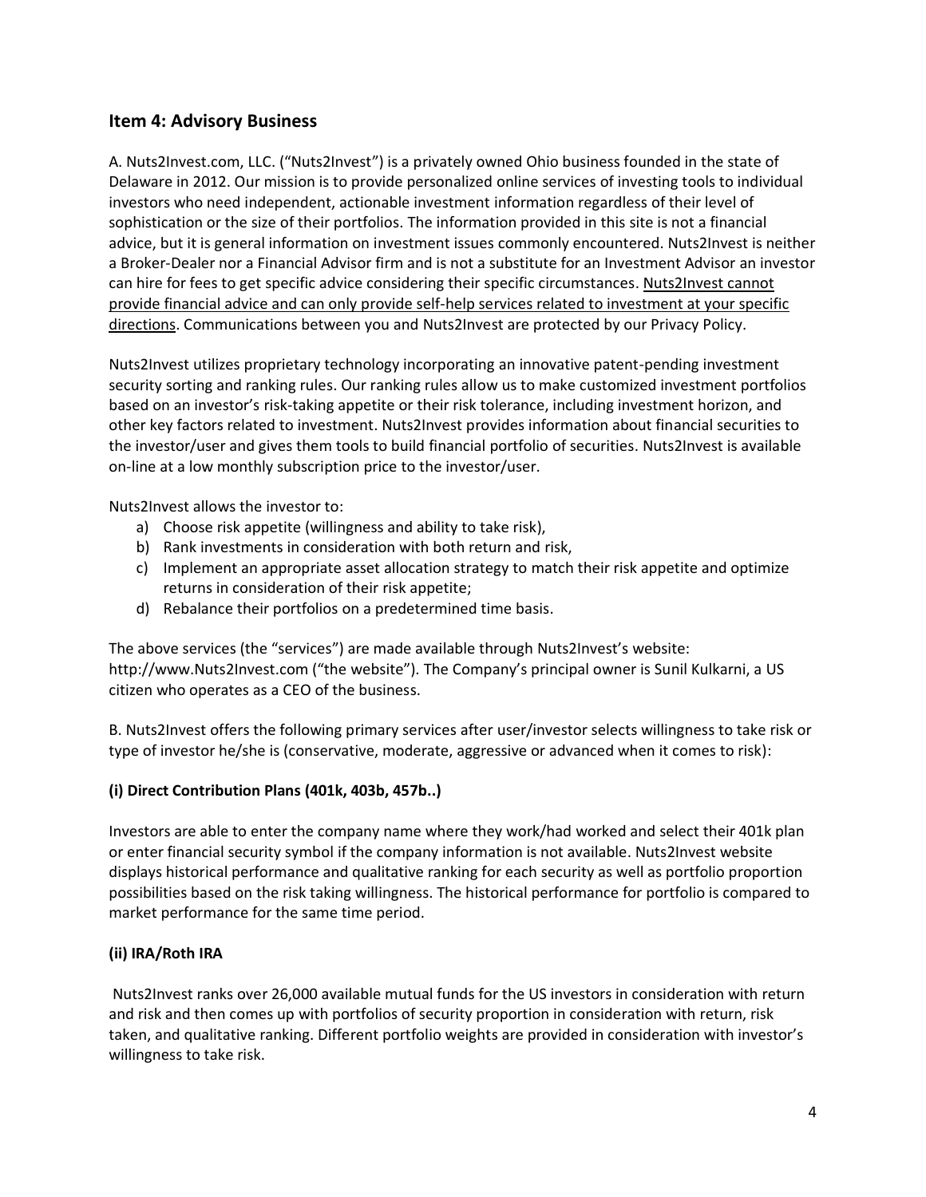## Item 4: Advisory Business

A. Nuts2Invest.com, LLC. ("Nuts2Invest") is a privately owned Ohio business founded in the state of Delaware in 2012. Our mission is to provide personalized online services of investing tools to individual investors who need independent, actionable investment information regardless of their level of sophistication or the size of their portfolios. The information provided in this site is not a financial advice, but it is general information on investment issues commonly encountered. Nuts2Invest is neither a Broker-Dealer nor a Financial Advisor firm and is not a substitute for an Investment Advisor an investor can hire for fees to get specific advice considering their specific circumstances. <u>Nuts2Invest cannot provide financial advice and can only provide self-help services related to investment at your specific directions</u>. Communications between you and Nuts2Invest are protected by our Privacy Policy.

Nuts2Invest utilizes proprietary technology incorporating an innovative patent-pending investment security sorting and ranking rules. Our ranking rules allow us to make customized investment portfolios based on an investor's risk-taking appetite or their risk tolerance, including investment horizon, and other key factors related to investment. Nuts2Invest provides information about financial securities to the investor/user and gives them tools to build financial portfolio of securities. Nuts2Invest is available on-line at a low monthly subscription price to the investor/user.

Nuts2Invest allows the investor to:

a) Choose risk appetite (willingness and ability to take risk),
b) Rank investments in consideration with both return and risk,
c) Implement an appropriate asset allocation strategy to match their risk appetite and optimize returns in consideration of their risk appetite;
d) Rebalance their portfolios on a predetermined time basis.

The above services (the "services") are made available through Nuts2Invest's website: http://www.Nuts2Invest.com ("the website"). The Company's principal owner is Sunil Kulkarni, a US citizen who operates as a CEO of the business.

B. Nuts2Invest offers the following primary services after user/investor selects willingness to take risk or type of investor he/she is (conservative, moderate, aggressive or advanced when it comes to risk):

**(i) Direct Contribution Plans (401k, 403b, 457b..)**

Investors are able to enter the company name where they work/had worked and select their 401k plan or enter financial security symbol if the company information is not available. Nuts2Invest website displays historical performance and qualitative ranking for each security as well as portfolio proportion possibilities based on the risk taking willingness. The historical performance for portfolio is compared to market performance for the same time period.

**(ii) IRA/Roth IRA**

Nuts2Invest ranks over 26,000 available mutual funds for the US investors in consideration with return and risk and then comes up with portfolios of security proportion in consideration with return, risk taken, and qualitative ranking. Different portfolio weights are provided in consideration with investor's willingness to take risk.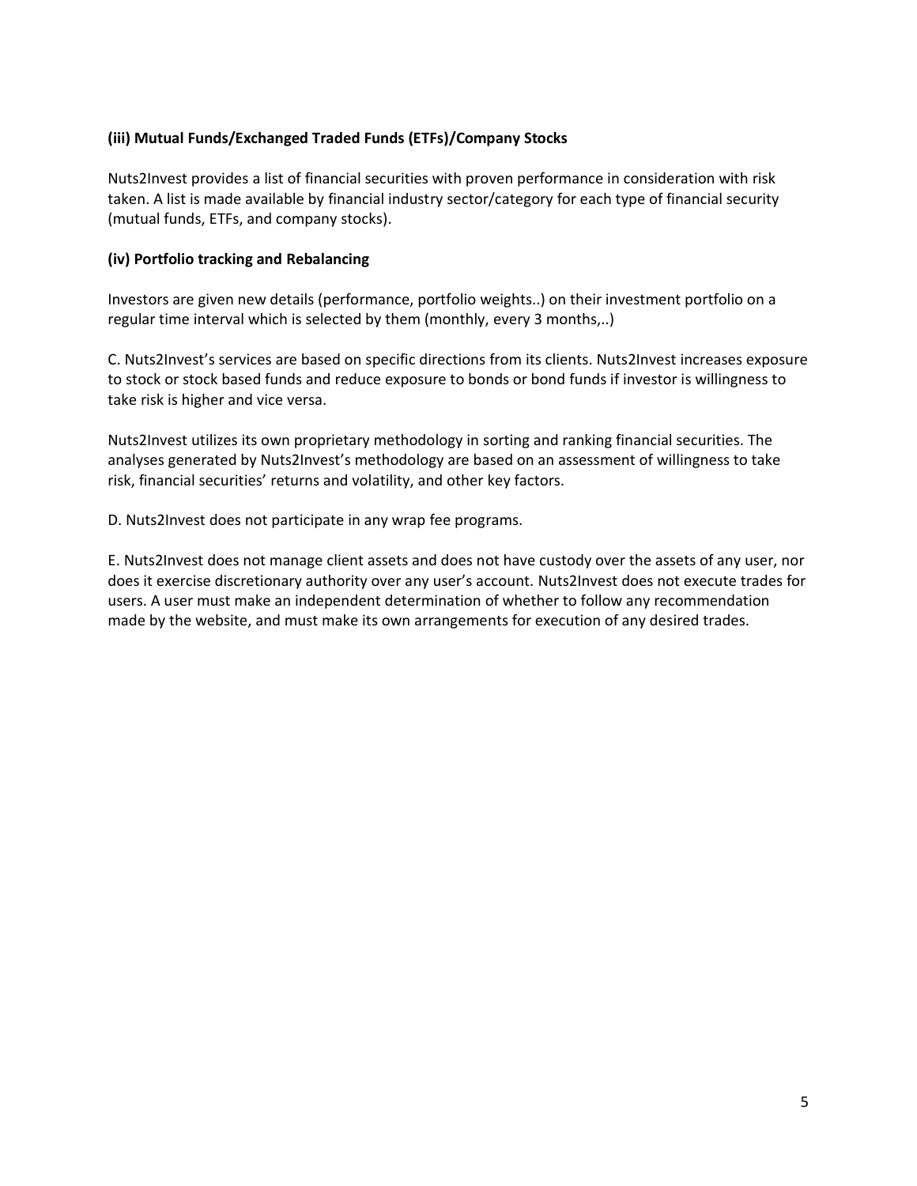**(iii) Mutual Funds/Exchanged Traded Funds (ETFs)/Company Stocks**

Nuts2Invest provides a list of financial securities with proven performance in consideration with risk taken. A list is made available by financial industry sector/category for each type of financial security (mutual funds, ETFs, and company stocks).

**(iv) Portfolio tracking and Rebalancing**

Investors are given new details (performance, portfolio weights..) on their investment portfolio on a regular time interval which is selected by them (monthly, every 3 months,..)

C. Nuts2Invest's services are based on specific directions from its clients. Nuts2Invest increases exposure to stock or stock based funds and reduce exposure to bonds or bond funds if investor is willingness to take risk is higher and vice versa.

Nuts2Invest utilizes its own proprietary methodology in sorting and ranking financial securities. The analyses generated by Nuts2Invest's methodology are based on an assessment of willingness to take risk, financial securities' returns and volatility, and other key factors.

D. Nuts2Invest does not participate in any wrap fee programs.

E. Nuts2Invest does not manage client assets and does not have custody over the assets of any user, nor does it exercise discretionary authority over any user's account. Nuts2Invest does not execute trades for users. A user must make an independent determination of whether to follow any recommendation made by the website, and must make its own arrangements for execution of any desired trades.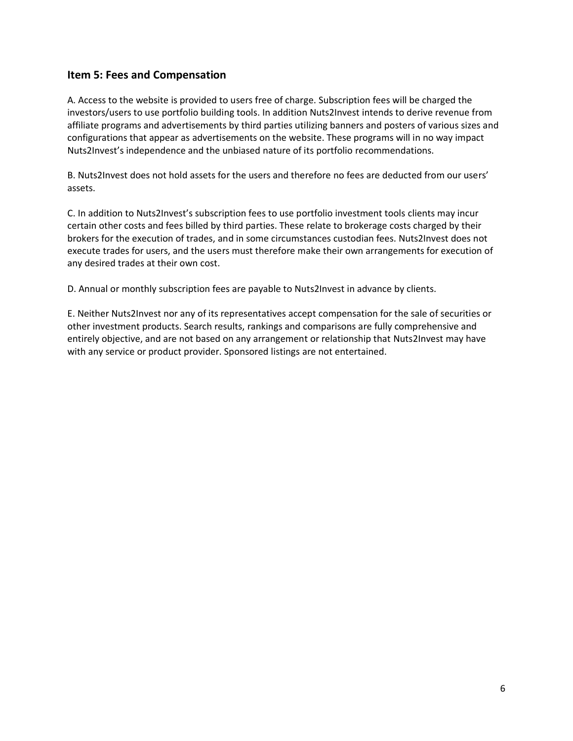## Item 5: Fees and Compensation

A. Access to the website is provided to users free of charge. Subscription fees will be charged the investors/users to use portfolio building tools. In addition Nuts2Invest intends to derive revenue from affiliate programs and advertisements by third parties utilizing banners and posters of various sizes and configurations that appear as advertisements on the website. These programs will in no way impact Nuts2Invest's independence and the unbiased nature of its portfolio recommendations.

B. Nuts2Invest does not hold assets for the users and therefore no fees are deducted from our users' assets.

C. In addition to Nuts2Invest's subscription fees to use portfolio investment tools clients may incur certain other costs and fees billed by third parties. These relate to brokerage costs charged by their brokers for the execution of trades, and in some circumstances custodian fees. Nuts2Invest does not execute trades for users, and the users must therefore make their own arrangements for execution of any desired trades at their own cost.

D. Annual or monthly subscription fees are payable to Nuts2Invest in advance by clients.

E. Neither Nuts2Invest nor any of its representatives accept compensation for the sale of securities or other investment products. Search results, rankings and comparisons are fully comprehensive and entirely objective, and are not based on any arrangement or relationship that Nuts2Invest may have with any service or product provider. Sponsored listings are not entertained.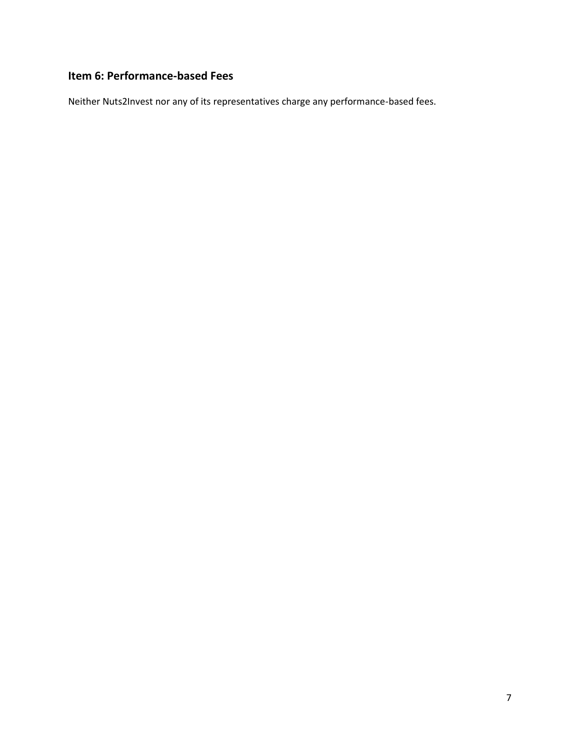## Item 6: Performance-based Fees

Neither Nuts2Invest nor any of its representatives charge any performance-based fees.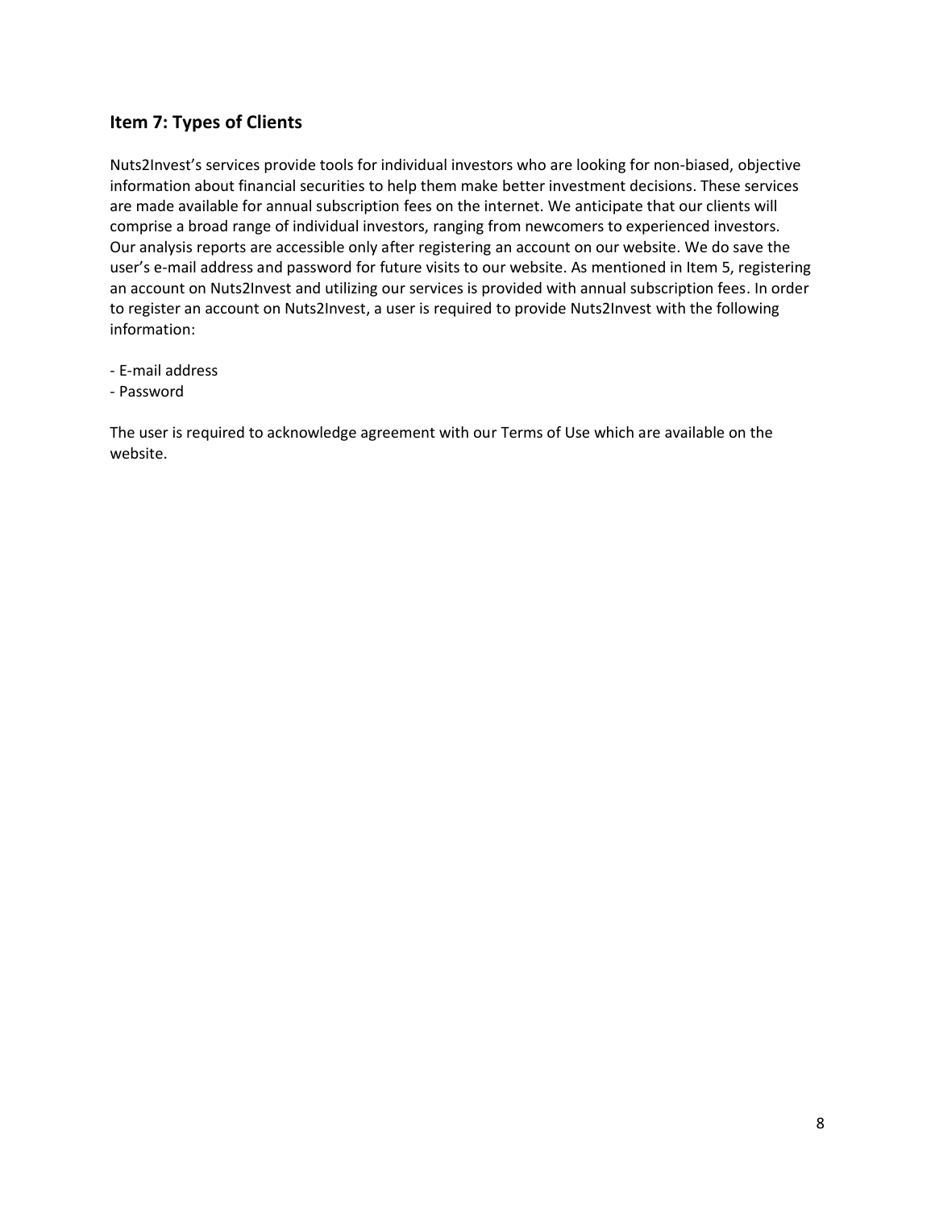## Item 7: Types of Clients

Nuts2Invest's services provide tools for individual investors who are looking for non-biased, objective information about financial securities to help them make better investment decisions. These services are made available for annual subscription fees on the internet. We anticipate that our clients will comprise a broad range of individual investors, ranging from newcomers to experienced investors. Our analysis reports are accessible only after registering an account on our website. We do save the user's e-mail address and password for future visits to our website. As mentioned in Item 5, registering an account on Nuts2Invest and utilizing our services is provided with annual subscription fees. In order to register an account on Nuts2Invest, a user is required to provide Nuts2Invest with the following information:

- E-mail address
- Password

The user is required to acknowledge agreement with our Terms of Use which are available on the website.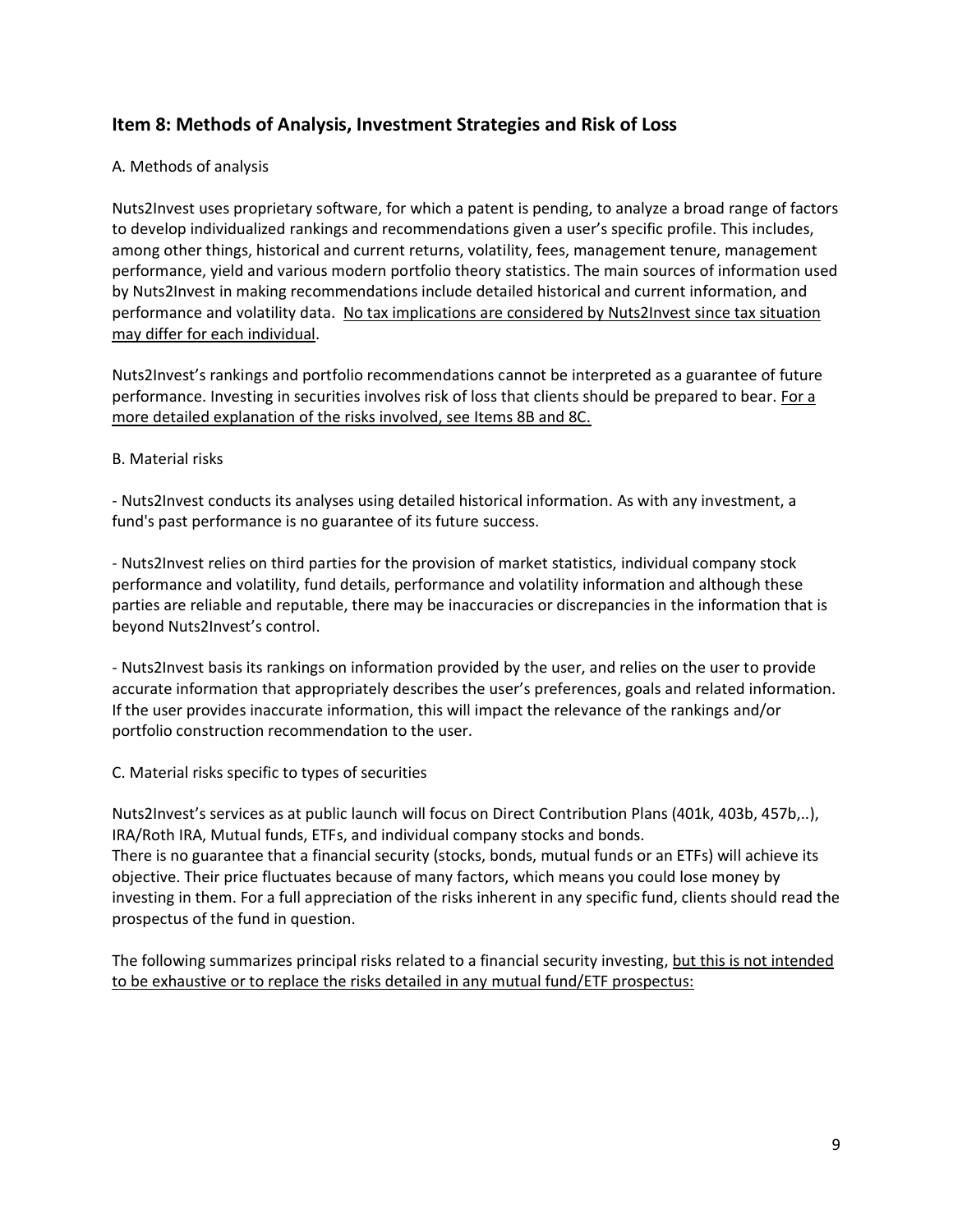## Item 8: Methods of Analysis, Investment Strategies and Risk of Loss

A. Methods of analysis

Nuts2Invest uses proprietary software, for which a patent is pending, to analyze a broad range of factors to develop individualized rankings and recommendations given a user's specific profile. This includes, among other things, historical and current returns, volatility, fees, management tenure, management performance, yield and various modern portfolio theory statistics. The main sources of information used by Nuts2Invest in making recommendations include detailed historical and current information, and performance and volatility data. No tax implications are considered by Nuts2Invest since tax situation may differ for each individual.

Nuts2Invest's rankings and portfolio recommendations cannot be interpreted as a guarantee of future performance. Investing in securities involves risk of loss that clients should be prepared to bear. For a more detailed explanation of the risks involved, see Items 8B and 8C.

B. Material risks

- Nuts2Invest conducts its analyses using detailed historical information. As with any investment, a fund's past performance is no guarantee of its future success.

- Nuts2Invest relies on third parties for the provision of market statistics, individual company stock performance and volatility, fund details, performance and volatility information and although these parties are reliable and reputable, there may be inaccuracies or discrepancies in the information that is beyond Nuts2Invest's control.

- Nuts2Invest basis its rankings on information provided by the user, and relies on the user to provide accurate information that appropriately describes the user's preferences, goals and related information. If the user provides inaccurate information, this will impact the relevance of the rankings and/or portfolio construction recommendation to the user.

C. Material risks specific to types of securities

Nuts2Invest's services as at public launch will focus on Direct Contribution Plans (401k, 403b, 457b,..), IRA/Roth IRA, Mutual funds, ETFs, and individual company stocks and bonds.
There is no guarantee that a financial security (stocks, bonds, mutual funds or an ETFs) will achieve its objective. Their price fluctuates because of many factors, which means you could lose money by investing in them. For a full appreciation of the risks inherent in any specific fund, clients should read the prospectus of the fund in question.

The following summarizes principal risks related to a financial security investing, but this is not intended to be exhaustive or to replace the risks detailed in any mutual fund/ETF prospectus: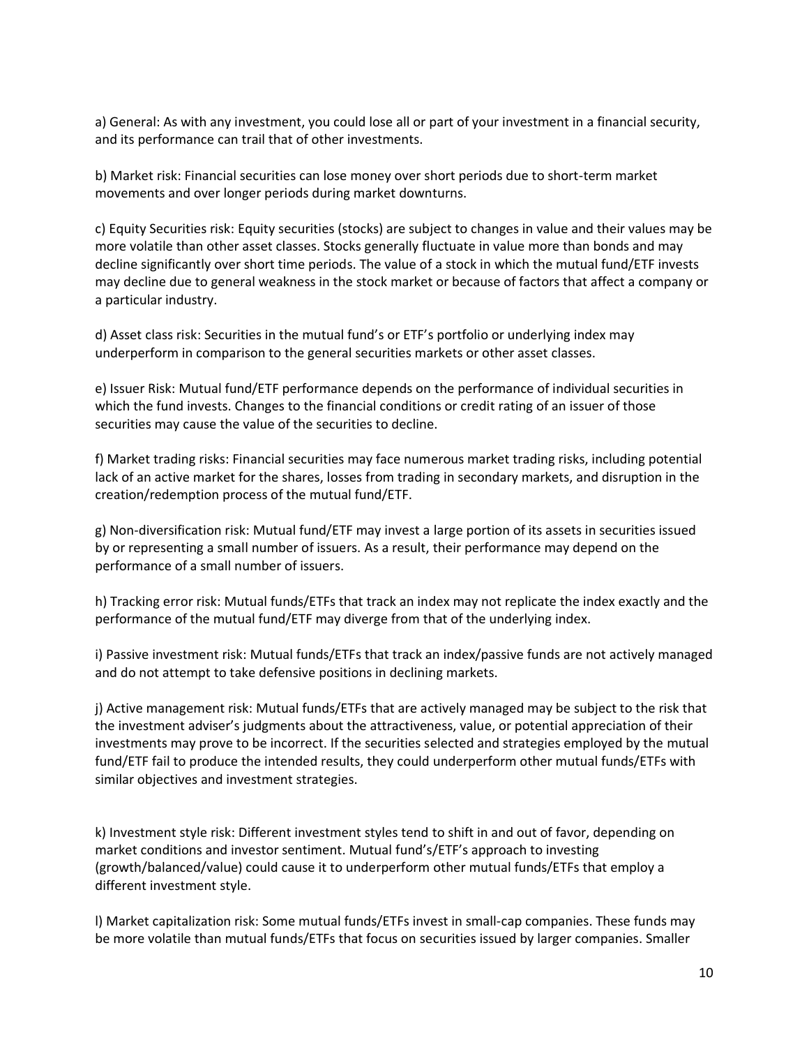a) General: As with any investment, you could lose all or part of your investment in a financial security, and its performance can trail that of other investments.

b) Market risk: Financial securities can lose money over short periods due to short-term market movements and over longer periods during market downturns.

c) Equity Securities risk: Equity securities (stocks) are subject to changes in value and their values may be more volatile than other asset classes. Stocks generally fluctuate in value more than bonds and may decline significantly over short time periods. The value of a stock in which the mutual fund/ETF invests may decline due to general weakness in the stock market or because of factors that affect a company or a particular industry.

d) Asset class risk: Securities in the mutual fund's or ETF's portfolio or underlying index may underperform in comparison to the general securities markets or other asset classes.

e) Issuer Risk: Mutual fund/ETF performance depends on the performance of individual securities in which the fund invests. Changes to the financial conditions or credit rating of an issuer of those securities may cause the value of the securities to decline.

f) Market trading risks: Financial securities may face numerous market trading risks, including potential lack of an active market for the shares, losses from trading in secondary markets, and disruption in the creation/redemption process of the mutual fund/ETF.

g) Non-diversification risk: Mutual fund/ETF may invest a large portion of its assets in securities issued by or representing a small number of issuers. As a result, their performance may depend on the performance of a small number of issuers.

h) Tracking error risk: Mutual funds/ETFs that track an index may not replicate the index exactly and the performance of the mutual fund/ETF may diverge from that of the underlying index.

i) Passive investment risk: Mutual funds/ETFs that track an index/passive funds are not actively managed and do not attempt to take defensive positions in declining markets.

j) Active management risk: Mutual funds/ETFs that are actively managed may be subject to the risk that the investment adviser's judgments about the attractiveness, value, or potential appreciation of their investments may prove to be incorrect. If the securities selected and strategies employed by the mutual fund/ETF fail to produce the intended results, they could underperform other mutual funds/ETFs with similar objectives and investment strategies.

k) Investment style risk: Different investment styles tend to shift in and out of favor, depending on market conditions and investor sentiment. Mutual fund's/ETF's approach to investing (growth/balanced/value) could cause it to underperform other mutual funds/ETFs that employ a different investment style.

l) Market capitalization risk: Some mutual funds/ETFs invest in small-cap companies. These funds may be more volatile than mutual funds/ETFs that focus on securities issued by larger companies. Smaller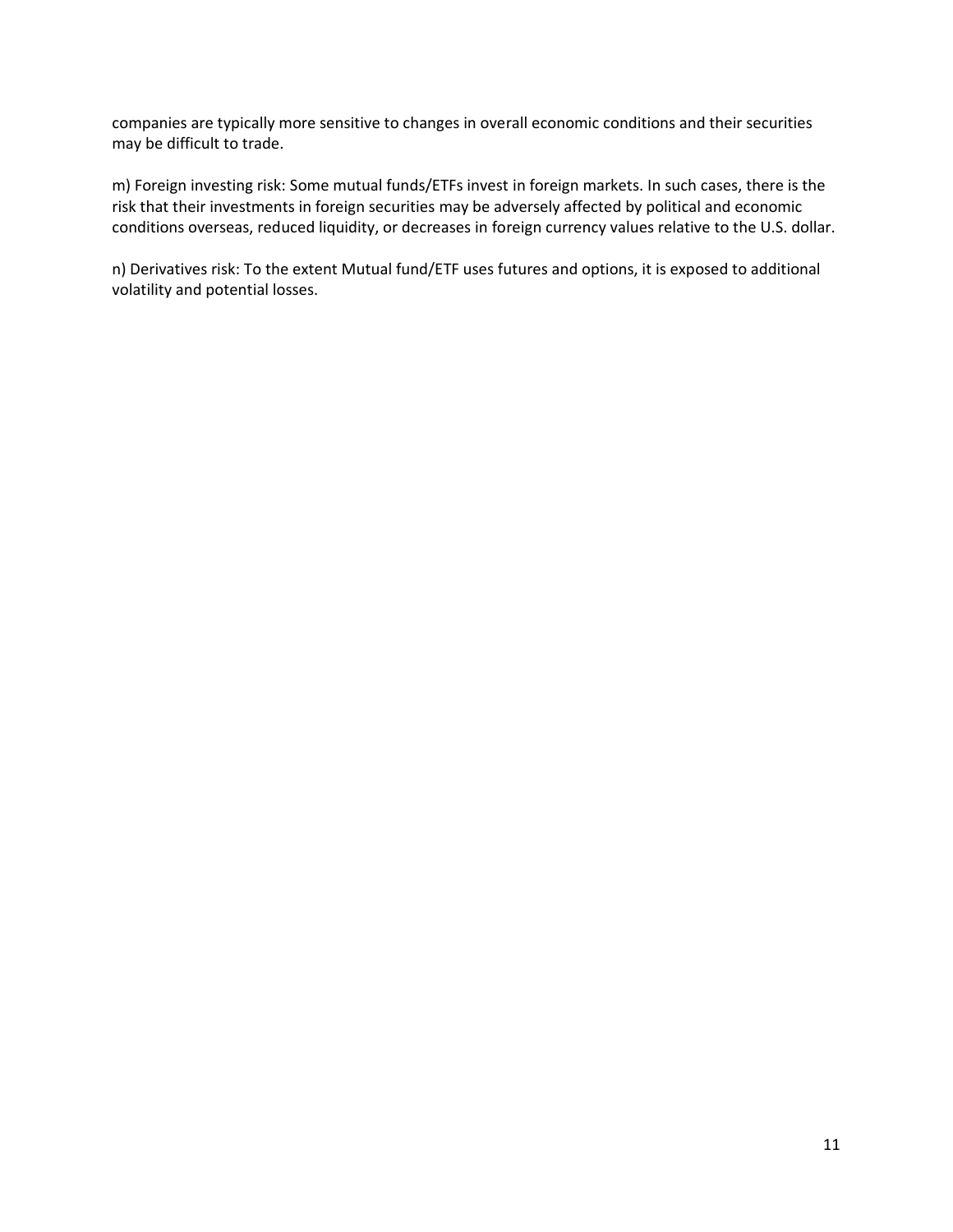companies are typically more sensitive to changes in overall economic conditions and their securities may be difficult to trade.

m) Foreign investing risk: Some mutual funds/ETFs invest in foreign markets. In such cases, there is the risk that their investments in foreign securities may be adversely affected by political and economic conditions overseas, reduced liquidity, or decreases in foreign currency values relative to the U.S. dollar.

n) Derivatives risk: To the extent Mutual fund/ETF uses futures and options, it is exposed to additional volatility and potential losses.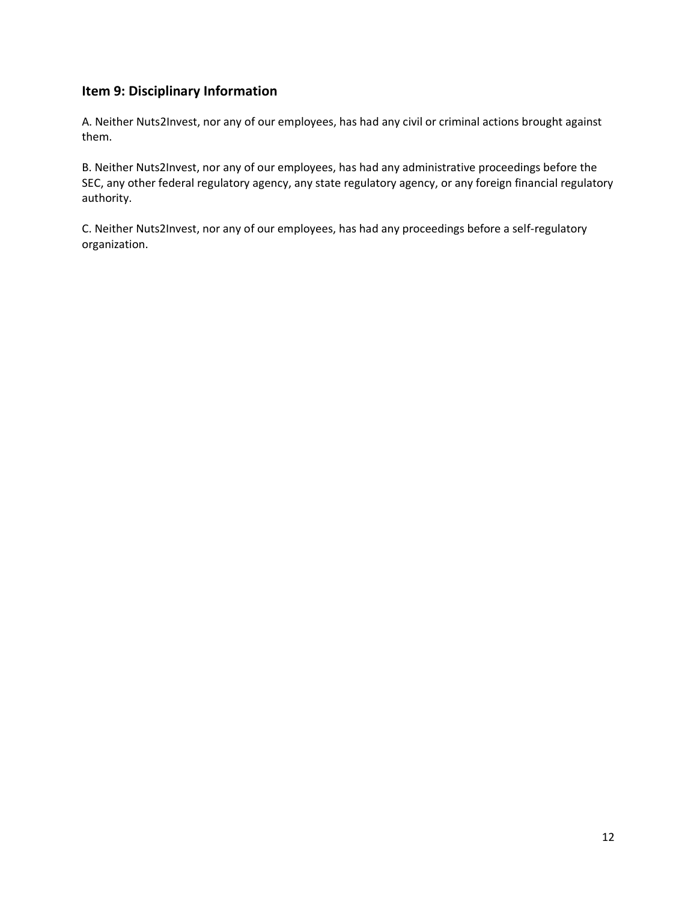## Item 9: Disciplinary Information

A. Neither Nuts2Invest, nor any of our employees, has had any civil or criminal actions brought against them.

B. Neither Nuts2Invest, nor any of our employees, has had any administrative proceedings before the SEC, any other federal regulatory agency, any state regulatory agency, or any foreign financial regulatory authority.

C. Neither Nuts2Invest, nor any of our employees, has had any proceedings before a self-regulatory organization.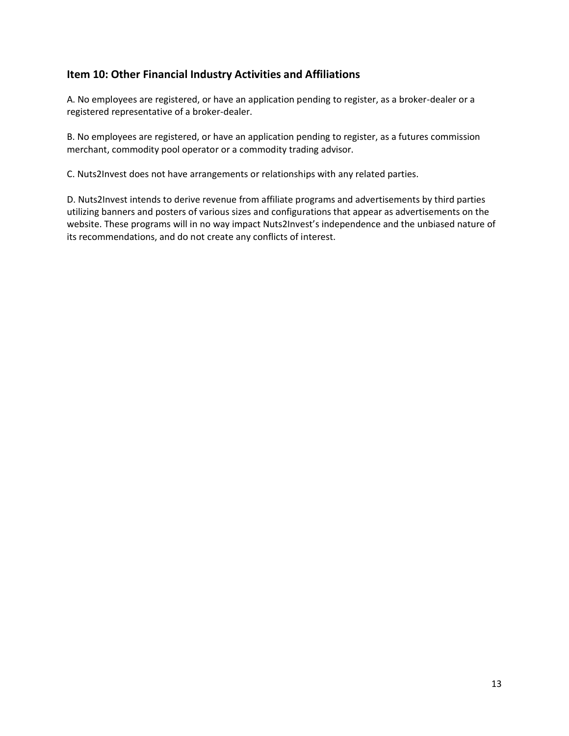## Item 10: Other Financial Industry Activities and Affiliations

A. No employees are registered, or have an application pending to register, as a broker-dealer or a registered representative of a broker-dealer.

B. No employees are registered, or have an application pending to register, as a futures commission merchant, commodity pool operator or a commodity trading advisor.

C. Nuts2Invest does not have arrangements or relationships with any related parties.

D. Nuts2Invest intends to derive revenue from affiliate programs and advertisements by third parties utilizing banners and posters of various sizes and configurations that appear as advertisements on the website. These programs will in no way impact Nuts2Invest's independence and the unbiased nature of its recommendations, and do not create any conflicts of interest.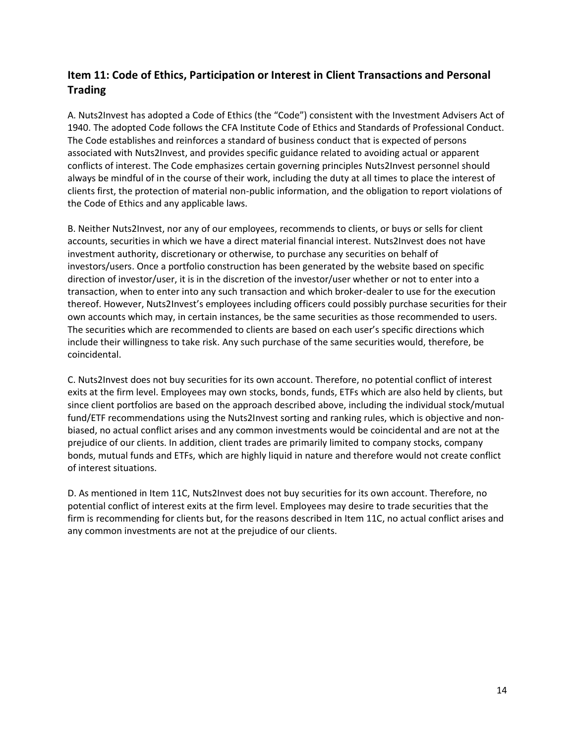## Item 11: Code of Ethics, Participation or Interest in Client Transactions and Personal Trading

A. Nuts2Invest has adopted a Code of Ethics (the "Code") consistent with the Investment Advisers Act of 1940. The adopted Code follows the CFA Institute Code of Ethics and Standards of Professional Conduct. The Code establishes and reinforces a standard of business conduct that is expected of persons associated with Nuts2Invest, and provides specific guidance related to avoiding actual or apparent conflicts of interest. The Code emphasizes certain governing principles Nuts2Invest personnel should always be mindful of in the course of their work, including the duty at all times to place the interest of clients first, the protection of material non-public information, and the obligation to report violations of the Code of Ethics and any applicable laws.

B. Neither Nuts2Invest, nor any of our employees, recommends to clients, or buys or sells for client accounts, securities in which we have a direct material financial interest. Nuts2Invest does not have investment authority, discretionary or otherwise, to purchase any securities on behalf of investors/users. Once a portfolio construction has been generated by the website based on specific direction of investor/user, it is in the discretion of the investor/user whether or not to enter into a transaction, when to enter into any such transaction and which broker-dealer to use for the execution thereof. However, Nuts2Invest's employees including officers could possibly purchase securities for their own accounts which may, in certain instances, be the same securities as those recommended to users. The securities which are recommended to clients are based on each user's specific directions which include their willingness to take risk. Any such purchase of the same securities would, therefore, be coincidental.

C. Nuts2Invest does not buy securities for its own account. Therefore, no potential conflict of interest exits at the firm level. Employees may own stocks, bonds, funds, ETFs which are also held by clients, but since client portfolios are based on the approach described above, including the individual stock/mutual fund/ETF recommendations using the Nuts2Invest sorting and ranking rules, which is objective and non-biased, no actual conflict arises and any common investments would be coincidental and are not at the prejudice of our clients. In addition, client trades are primarily limited to company stocks, company bonds, mutual funds and ETFs, which are highly liquid in nature and therefore would not create conflict of interest situations.

D. As mentioned in Item 11C, Nuts2Invest does not buy securities for its own account. Therefore, no potential conflict of interest exits at the firm level. Employees may desire to trade securities that the firm is recommending for clients but, for the reasons described in Item 11C, no actual conflict arises and any common investments are not at the prejudice of our clients.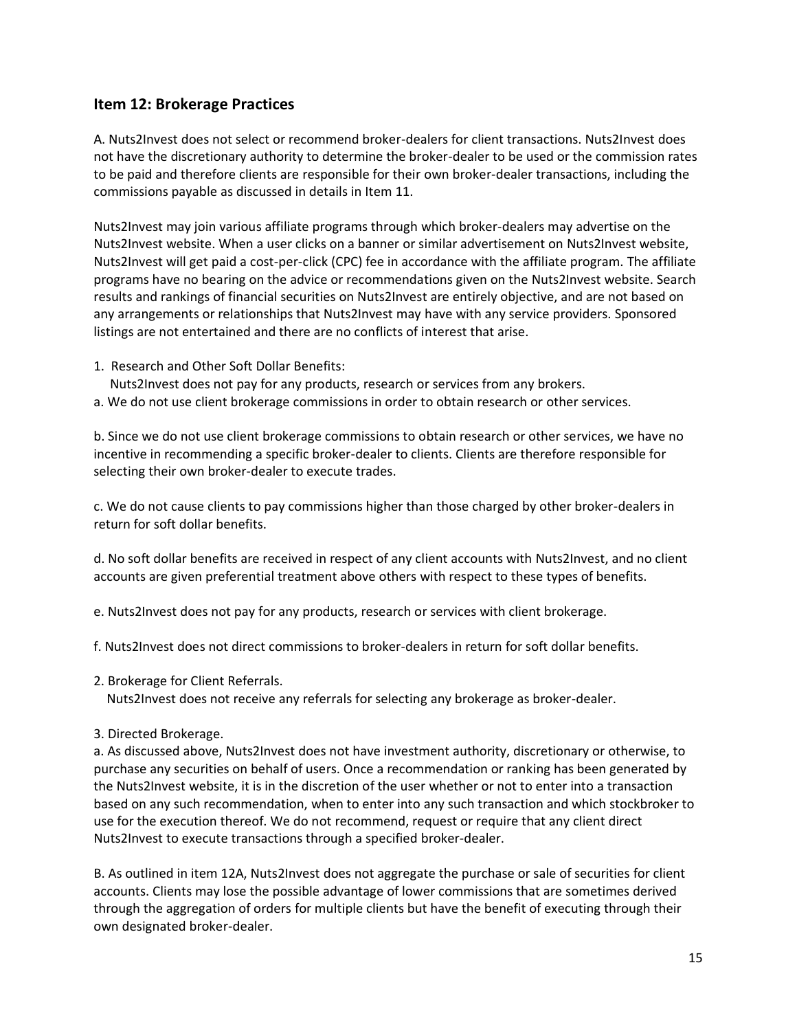## Item 12: Brokerage Practices

A. Nuts2Invest does not select or recommend broker-dealers for client transactions. Nuts2Invest does not have the discretionary authority to determine the broker-dealer to be used or the commission rates to be paid and therefore clients are responsible for their own broker-dealer transactions, including the commissions payable as discussed in details in Item 11.

Nuts2Invest may join various affiliate programs through which broker-dealers may advertise on the Nuts2Invest website. When a user clicks on a banner or similar advertisement on Nuts2Invest website, Nuts2Invest will get paid a cost-per-click (CPC) fee in accordance with the affiliate program. The affiliate programs have no bearing on the advice or recommendations given on the Nuts2Invest website. Search results and rankings of financial securities on Nuts2Invest are entirely objective, and are not based on any arrangements or relationships that Nuts2Invest may have with any service providers. Sponsored listings are not entertained and there are no conflicts of interest that arise.

1. Research and Other Soft Dollar Benefits:
   Nuts2Invest does not pay for any products, research or services from any brokers.

a. We do not use client brokerage commissions in order to obtain research or other services.

b. Since we do not use client brokerage commissions to obtain research or other services, we have no incentive in recommending a specific broker-dealer to clients. Clients are therefore responsible for selecting their own broker-dealer to execute trades.

c. We do not cause clients to pay commissions higher than those charged by other broker-dealers in return for soft dollar benefits.

d. No soft dollar benefits are received in respect of any client accounts with Nuts2Invest, and no client accounts are given preferential treatment above others with respect to these types of benefits.

e. Nuts2Invest does not pay for any products, research or services with client brokerage.

f. Nuts2Invest does not direct commissions to broker-dealers in return for soft dollar benefits.

2. Brokerage for Client Referrals.
   Nuts2Invest does not receive any referrals for selecting any brokerage as broker-dealer.

3. Directed Brokerage.

a. As discussed above, Nuts2Invest does not have investment authority, discretionary or otherwise, to purchase any securities on behalf of users. Once a recommendation or ranking has been generated by the Nuts2Invest website, it is in the discretion of the user whether or not to enter into a transaction based on any such recommendation, when to enter into any such transaction and which stockbroker to use for the execution thereof. We do not recommend, request or require that any client direct Nuts2Invest to execute transactions through a specified broker-dealer.

B. As outlined in item 12A, Nuts2Invest does not aggregate the purchase or sale of securities for client accounts. Clients may lose the possible advantage of lower commissions that are sometimes derived through the aggregation of orders for multiple clients but have the benefit of executing through their own designated broker-dealer.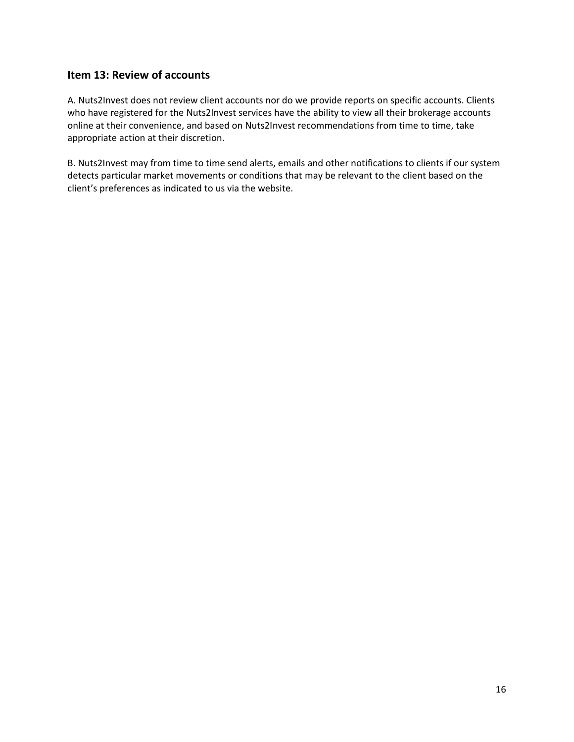## Item 13: Review of accounts

A. Nuts2Invest does not review client accounts nor do we provide reports on specific accounts. Clients who have registered for the Nuts2Invest services have the ability to view all their brokerage accounts online at their convenience, and based on Nuts2Invest recommendations from time to time, take appropriate action at their discretion.

B. Nuts2Invest may from time to time send alerts, emails and other notifications to clients if our system detects particular market movements or conditions that may be relevant to the client based on the client's preferences as indicated to us via the website.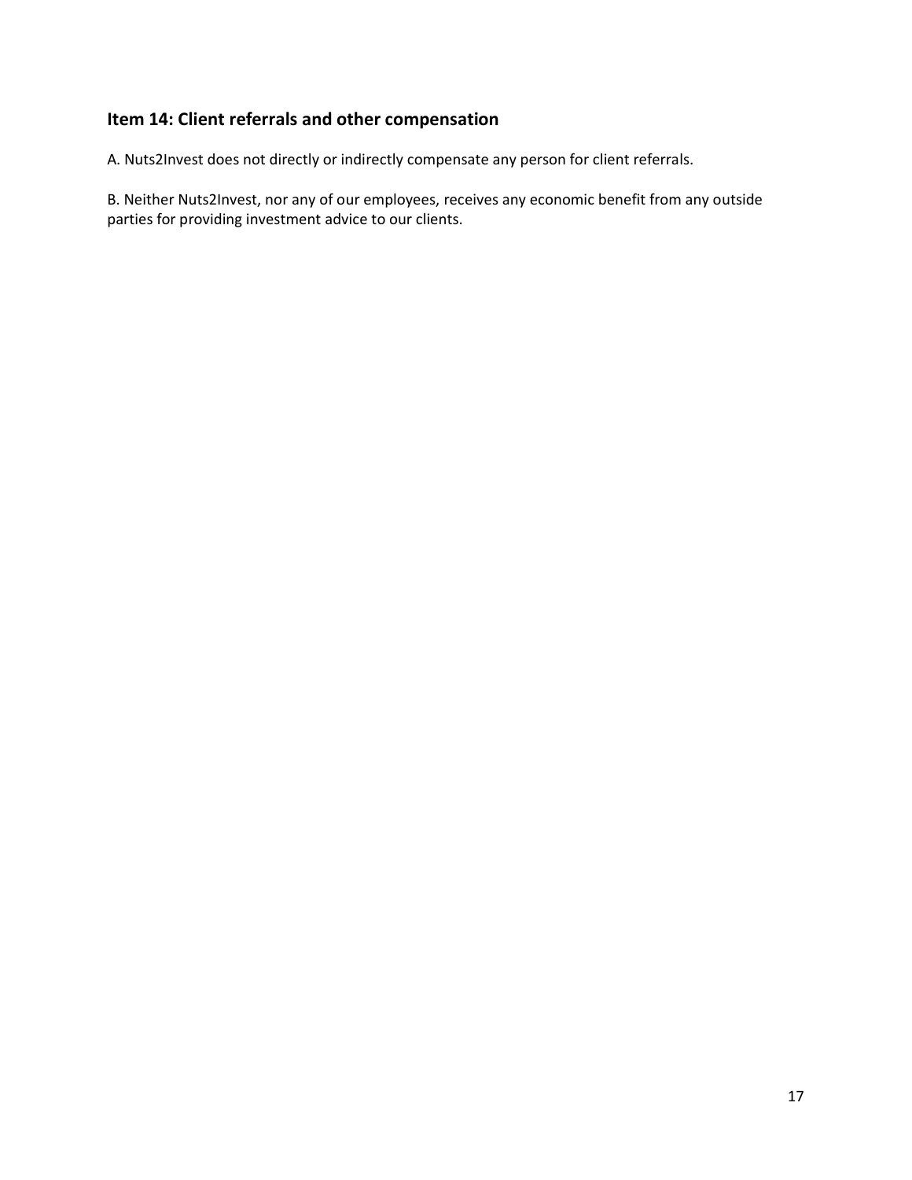## Item 14: Client referrals and other compensation

A. Nuts2Invest does not directly or indirectly compensate any person for client referrals.

B. Neither Nuts2Invest, nor any of our employees, receives any economic benefit from any outside parties for providing investment advice to our clients.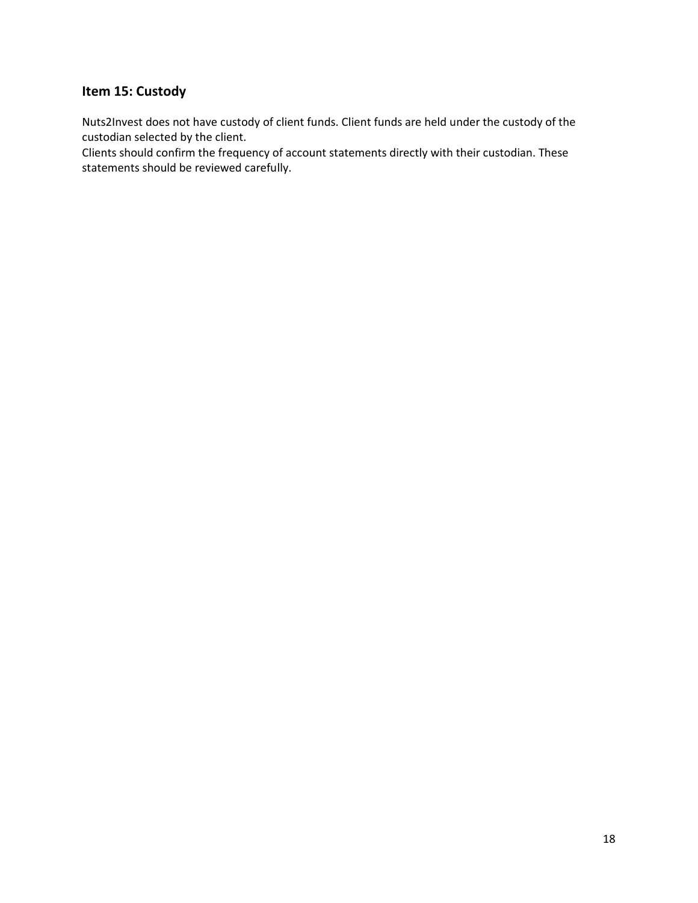## Item 15: Custody

Nuts2Invest does not have custody of client funds. Client funds are held under the custody of the custodian selected by the client.
Clients should confirm the frequency of account statements directly with their custodian. These statements should be reviewed carefully.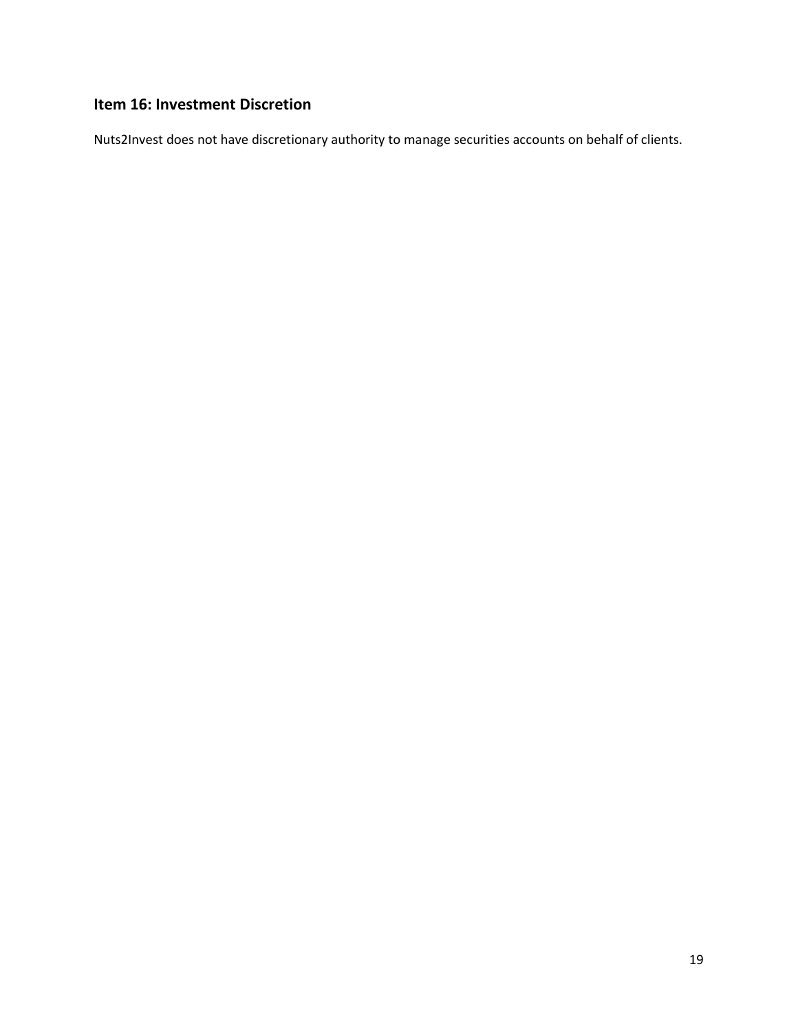## Item 16: Investment Discretion

Nuts2Invest does not have discretionary authority to manage securities accounts on behalf of clients.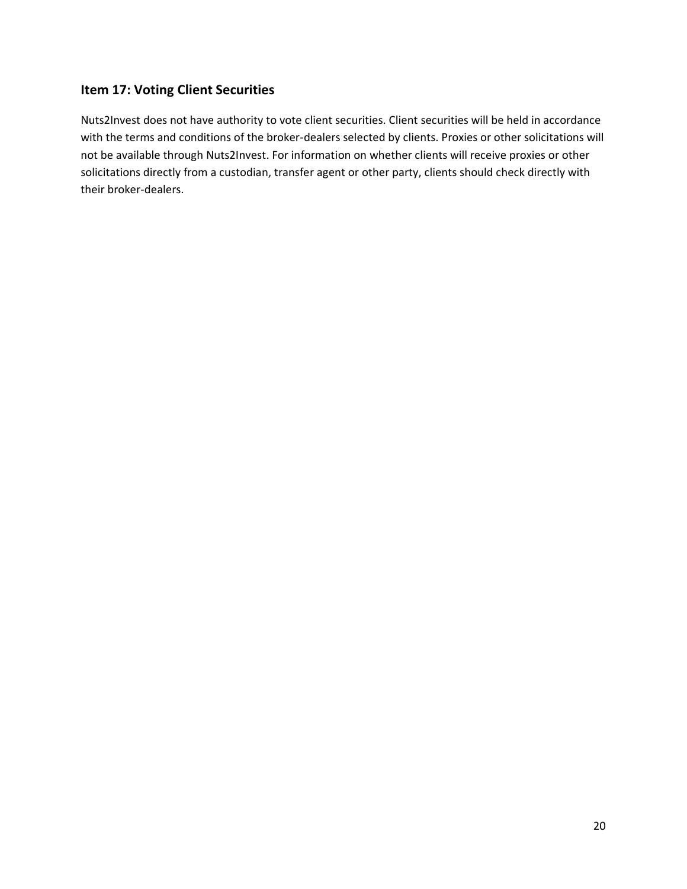## Item 17: Voting Client Securities

Nuts2Invest does not have authority to vote client securities. Client securities will be held in accordance with the terms and conditions of the broker-dealers selected by clients. Proxies or other solicitations will not be available through Nuts2Invest. For information on whether clients will receive proxies or other solicitations directly from a custodian, transfer agent or other party, clients should check directly with their broker-dealers.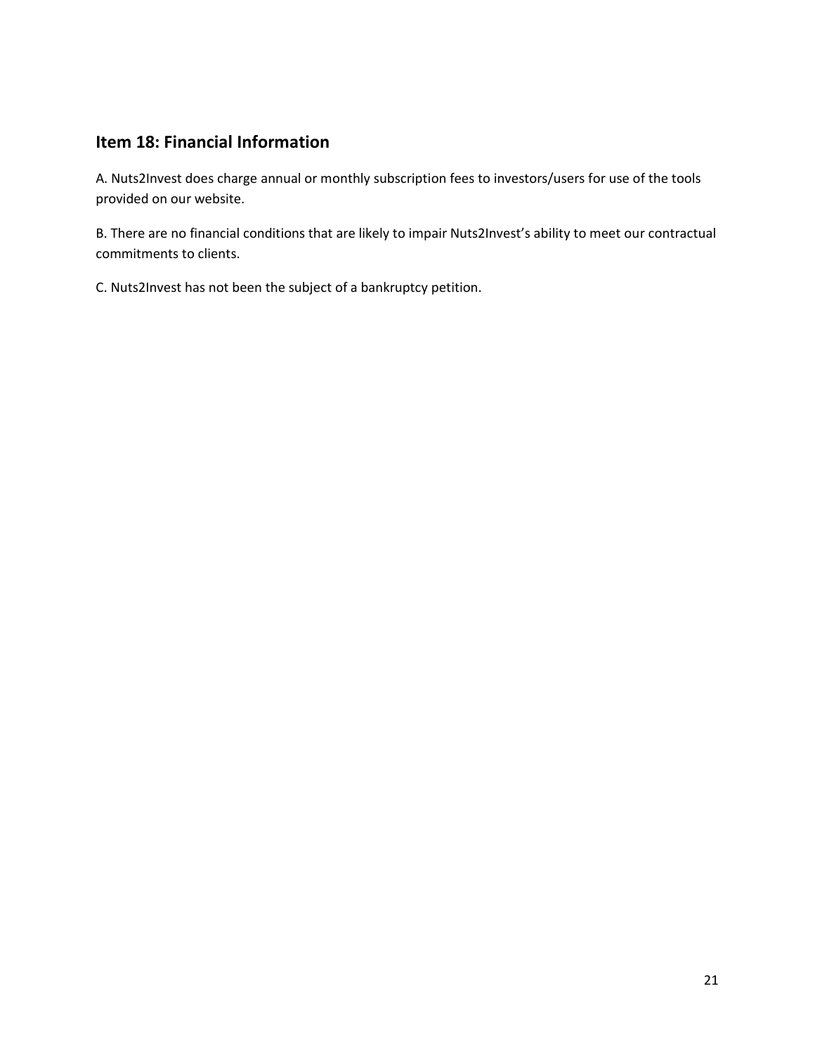## Item 18: Financial Information

A. Nuts2Invest does charge annual or monthly subscription fees to investors/users for use of the tools provided on our website.

B. There are no financial conditions that are likely to impair Nuts2Invest's ability to meet our contractual commitments to clients.

C. Nuts2Invest has not been the subject of a bankruptcy petition.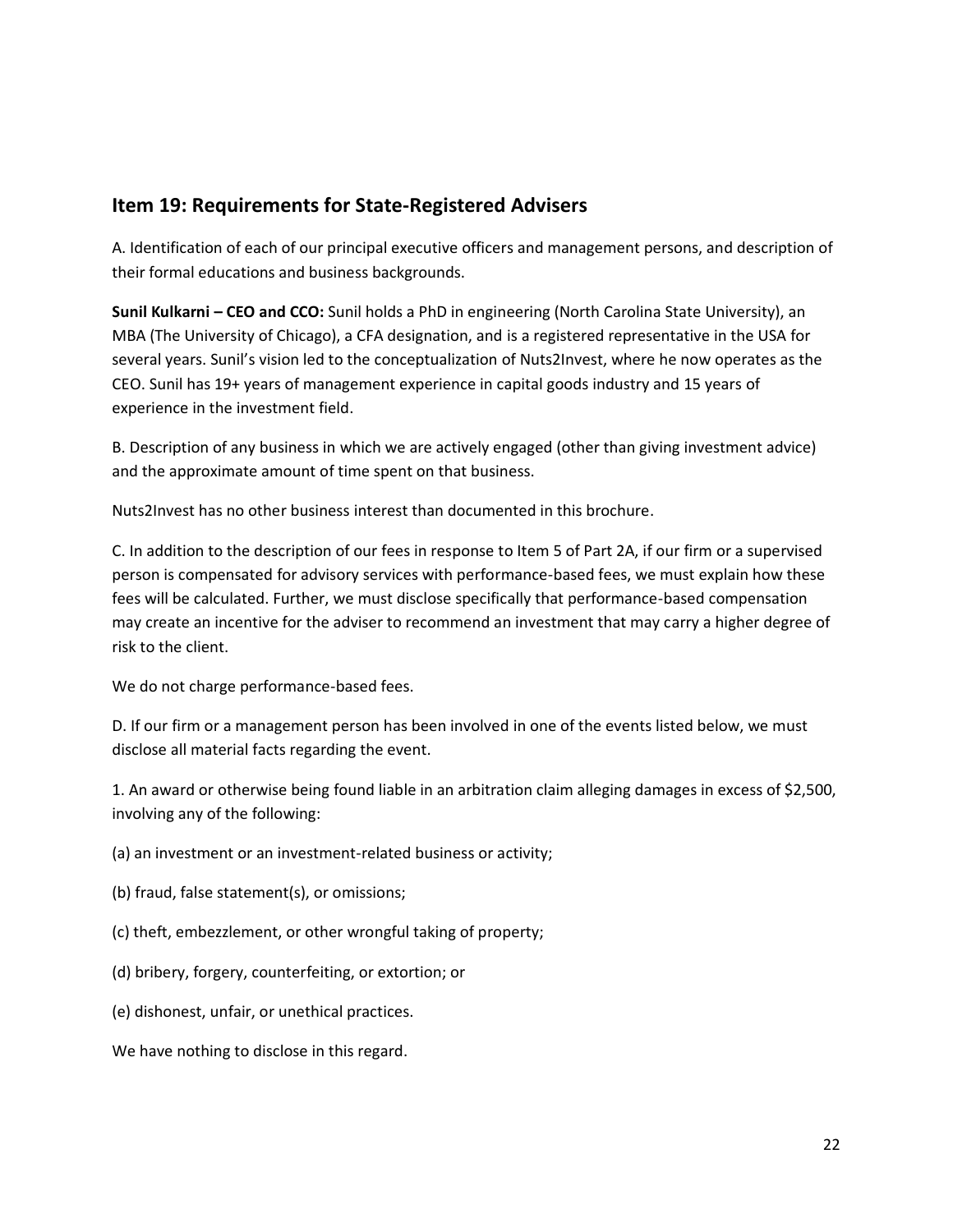## Item 19: Requirements for State-Registered Advisers

A. Identification of each of our principal executive officers and management persons, and description of their formal educations and business backgrounds.

**Sunil Kulkarni – CEO and CCO:** Sunil holds a PhD in engineering (North Carolina State University), an MBA (The University of Chicago), a CFA designation, and is a registered representative in the USA for several years. Sunil's vision led to the conceptualization of Nuts2Invest, where he now operates as the CEO. Sunil has 19+ years of management experience in capital goods industry and 15 years of experience in the investment field.

B. Description of any business in which we are actively engaged (other than giving investment advice) and the approximate amount of time spent on that business.

Nuts2Invest has no other business interest than documented in this brochure.

C. In addition to the description of our fees in response to Item 5 of Part 2A, if our firm or a supervised person is compensated for advisory services with performance-based fees, we must explain how these fees will be calculated. Further, we must disclose specifically that performance-based compensation may create an incentive for the adviser to recommend an investment that may carry a higher degree of risk to the client.

We do not charge performance-based fees.

D. If our firm or a management person has been involved in one of the events listed below, we must disclose all material facts regarding the event.

1. An award or otherwise being found liable in an arbitration claim alleging damages in excess of $2,500, involving any of the following:

(a) an investment or an investment-related business or activity;

(b) fraud, false statement(s), or omissions;

(c) theft, embezzlement, or other wrongful taking of property;

(d) bribery, forgery, counterfeiting, or extortion; or

(e) dishonest, unfair, or unethical practices.

We have nothing to disclose in this regard.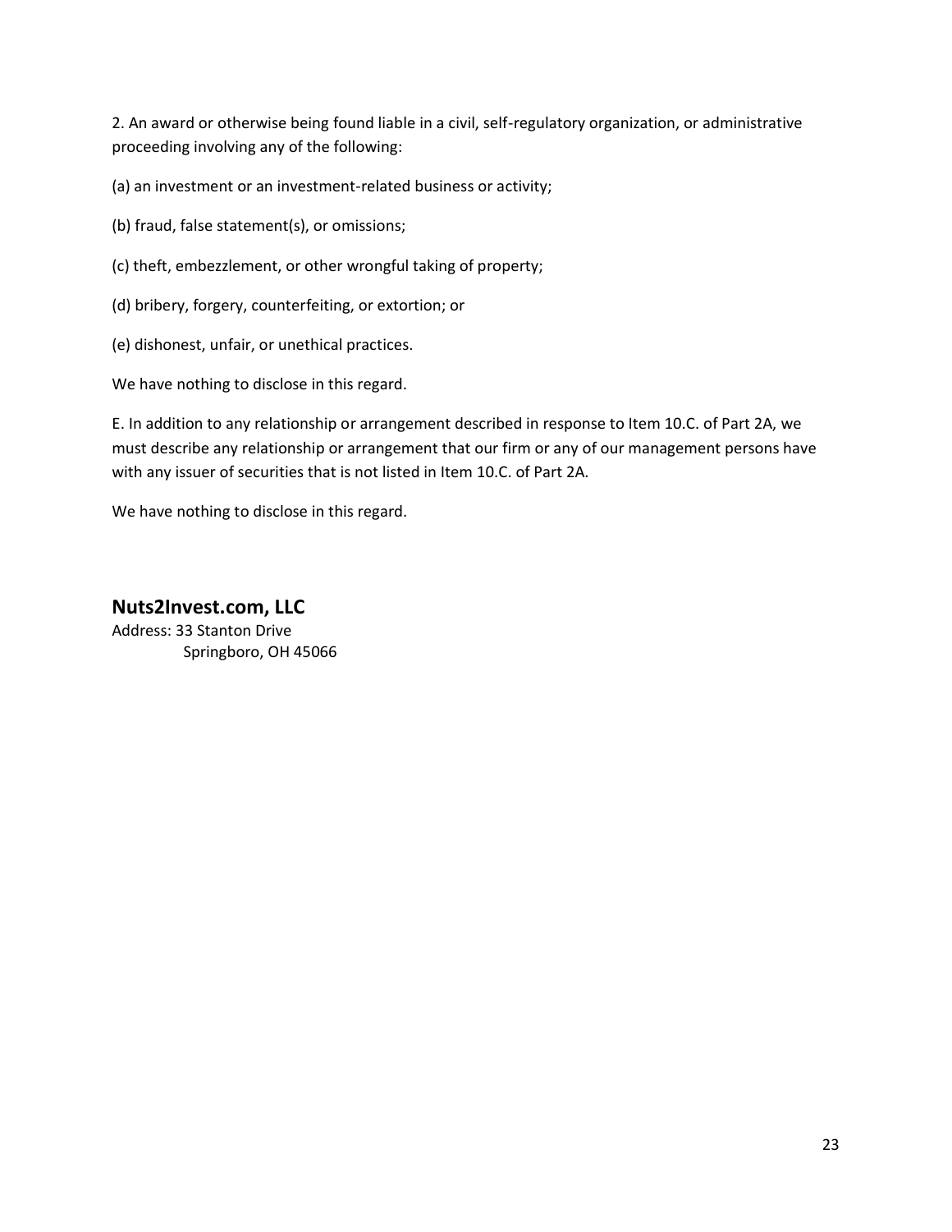2. An award or otherwise being found liable in a civil, self-regulatory organization, or administrative proceeding involving any of the following:

(a) an investment or an investment-related business or activity;

(b) fraud, false statement(s), or omissions;

(c) theft, embezzlement, or other wrongful taking of property;

(d) bribery, forgery, counterfeiting, or extortion; or

(e) dishonest, unfair, or unethical practices.

We have nothing to disclose in this regard.

E. In addition to any relationship or arrangement described in response to Item 10.C. of Part 2A, we must describe any relationship or arrangement that our firm or any of our management persons have with any issuer of securities that is not listed in Item 10.C. of Part 2A.

We have nothing to disclose in this regard.

**Nuts2Invest.com, LLC**

Address: 33 Stanton Drive
Springboro, OH 45066